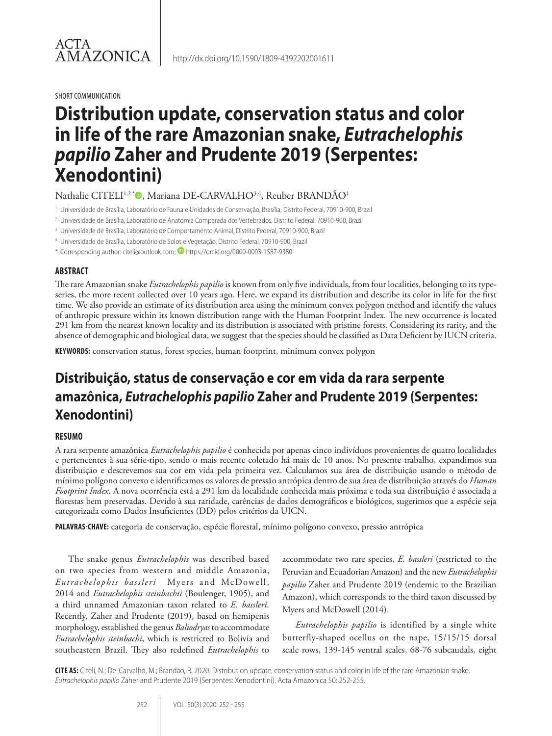ACTA AMAZONICA

http://dx.doi.org/10.1590/1809-4392202001611

SHORT COMMUNICATION

# Distribution update, conservation status and color in life of the rare Amazonian snake, *Eutrachelophis papilio* Zaher and Prudente 2019 (Serpentes: Xenodontini)

Nathalie CITELI[1,2*], Mariana DE-CARVALHO[3,4], Reuber BRANDÃO[1]

[1] Universidade de Brasília, Laboratório de Fauna e Unidades de Conservação, Brasília, Distrito Federal, 70910-900, Brazil

[2] Universidade de Brasília, Laboratório de Anatomia Comparada dos Vertebrados, Distrito Federal, 70910-900, Brazil

[3] Universidade de Brasília, Laboratório de Comportamento Animal, Distrito Federal, 70910-900, Brazil

[4] Universidade de Brasília, Laboratório de Solos e Vegetação, Distrito Federal, 70910-900, Brazil

\* Corresponding author: citeli@outlook.com; https://orcid.org/0000-0003-1587-9380

### ABSTRACT

The rare Amazonian snake *Eutrachelophis papilio* is known from only five individuals, from four localities, belonging to its type-series, the more recent collected over 10 years ago. Here, we expand its distribution and describe its color in life for the first time. We also provide an estimate of its distribution area using the minimum convex polygon method and identify the values of anthropic pressure within its known distribution range with the Human Footprint Index. The new occurrence is located 291 km from the nearest known locality and its distribution is associated with pristine forests. Considering its rarity, and the absence of demographic and biological data, we suggest that the species should be classified as Data Deficient by IUCN criteria.

**KEYWORDS:** conservation status, forest species, human footprint, minimum convex polygon

## Distribuição, status de conservação e cor em vida da rara serpente amazônica, *Eutrachelophis papilio* Zaher and Prudente 2019 (Serpentes: Xenodontini)

### RESUMO

A rara serpente amazônica *Eutrachelophis papilio* é conhecida por apenas cinco indivíduos provenientes de quatro localidades e pertencentes à sua série-tipo, sendo o mais recente coletado há mais de 10 anos. No presente trabalho, expandimos sua distribuição e descrevemos sua cor em vida pela primeira vez. Calculamos sua área de distribuição usando o método de mínimo polígono convexo e identificamos os valores de pressão antrópica dentro de sua área de distribuição através do *Human Footprint Index*. A nova ocorrência está a 291 km da localidade conhecida mais próxima e toda sua distribuição é associada a florestas bem preservadas. Devido à sua raridade, carências de dados demográficos e biológicos, sugerimos que a espécie seja categorizada como Dados Insuficientes (DD) pelos critérios da UICN.

**PALAVRAS-CHAVE:** categoria de conservação, espécie florestal, mínimo polígono convexo, pressão antrópica

The snake genus *Eutrachelophis* was described based on two species from western and middle Amazonia, *Eutrachelophis bassleri* Myers and McDowell, 2014 and *Eutrachelophis steinbachii* (Boulenger, 1905), and a third unnamed Amazonian taxon related to *E. bassleri*. Recently, Zaher and Prudente (2019), based on hemipenis morphology, established the genus *Baliodryas* to accommodate *Eutrachelophis steinbachi*, which is restricted to Bolivia and southeastern Brazil. They also redefined *Eutrachelophis* to accommodate two rare species, *E. bassleri* (restricted to the Peruvian and Ecuadorian Amazon) and the new *Eutrachelophis papilio* Zaher and Prudente 2019 (endemic to the Brazilian Amazon), which corresponds to the third taxon discussed by Myers and McDowell (2014).

*Eutrachelophis papilio* is identified by a single white butterfly-shaped ocellus on the nape, 15/15/15 dorsal scale rows, 139-145 ventral scales, 68-76 subcaudals, eight

**CITE AS:** Citeli, N.; De-Carvalho, M.; Brandão, R. 2020. Distribution update, conservation status and color in life of the rare Amazonian snake, *Eutrachelophis papilio* Zaher and Prudente 2019 (Serpentes: Xenodontini). Acta Amazonica 50: 252-255.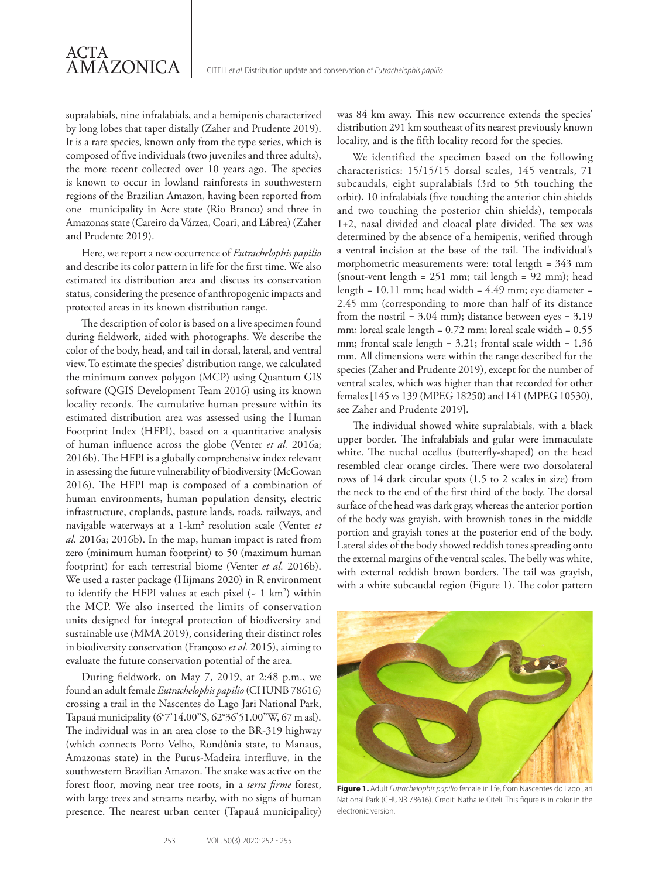supralabials, nine infralabials, and a hemipenis characterized by long lobes that taper distally (Zaher and Prudente 2019). It is a rare species, known only from the type series, which is composed of five individuals (two juveniles and three adults), the more recent collected over 10 years ago. The species is known to occur in lowland rainforests in southwestern regions of the Brazilian Amazon, having been reported from one municipality in Acre state (Rio Branco) and three in Amazonas state (Careiro da Várzea, Coari, and Lábrea) (Zaher and Prudente 2019).

Here, we report a new occurrence of *Eutrachelophis papilio* and describe its color pattern in life for the first time. We also estimated its distribution area and discuss its conservation status, considering the presence of anthropogenic impacts and protected areas in its known distribution range.

The description of color is based on a live specimen found during fieldwork, aided with photographs. We describe the color of the body, head, and tail in dorsal, lateral, and ventral view. To estimate the species' distribution range, we calculated the minimum convex polygon (MCP) using Quantum GIS software (QGIS Development Team 2016) using its known locality records. The cumulative human pressure within its estimated distribution area was assessed using the Human Footprint Index (HFPI), based on a quantitative analysis of human influence across the globe (Venter *et al.* 2016a; 2016b). The HFPI is a globally comprehensive index relevant in assessing the future vulnerability of biodiversity (McGowan 2016). The HFPI map is composed of a combination of human environments, human population density, electric infrastructure, croplands, pasture lands, roads, railways, and navigable waterways at a 1-km$^2$ resolution scale (Venter *et al.* 2016a; 2016b). In the map, human impact is rated from zero (minimum human footprint) to 50 (maximum human footprint) for each terrestrial biome (Venter *et al.* 2016b). We used a raster package (Hijmans 2020) in R environment to identify the HFPI values at each pixel (~ 1 km$^2$) within the MCP. We also inserted the limits of conservation units designed for integral protection of biodiversity and sustainable use (MMA 2019), considering their distinct roles in biodiversity conservation (Françoso *et al.* 2015), aiming to evaluate the future conservation potential of the area.

During fieldwork, on May 7, 2019, at 2:48 p.m., we found an adult female *Eutrachelophis papilio* (CHUNB 78616) crossing a trail in the Nascentes do Lago Jari National Park, Tapauá municipality (6°7'14.00"S, 62°36'51.00"W, 67 m asl). The individual was in an area close to the BR-319 highway (which connects Porto Velho, Rondônia state, to Manaus, Amazonas state) in the Purus-Madeira interfluve, in the southwestern Brazilian Amazon. The snake was active on the forest floor, moving near tree roots, in a *terra firme* forest, with large trees and streams nearby, with no signs of human presence. The nearest urban center (Tapauá municipality) was 84 km away. This new occurrence extends the species' distribution 291 km southeast of its nearest previously known locality, and is the fifth locality record for the species.

We identified the specimen based on the following characteristics: 15/15/15 dorsal scales, 145 ventrals, 71 subcaudals, eight supralabials (3rd to 5th touching the orbit), 10 infralabials (five touching the anterior chin shields and two touching the posterior chin shields), temporals 1+2, nasal divided and cloacal plate divided. The sex was determined by the absence of a hemipenis, verified through a ventral incision at the base of the tail. The individual's morphometric measurements were: total length = 343 mm (snout-vent length = 251 mm; tail length = 92 mm); head length = 10.11 mm; head width = 4.49 mm; eye diameter = 2.45 mm (corresponding to more than half of its distance from the nostril = 3.04 mm); distance between eyes = 3.19 mm; loreal scale length = 0.72 mm; loreal scale width = 0.55 mm; frontal scale length = 3.21; frontal scale width = 1.36 mm. All dimensions were within the range described for the species (Zaher and Prudente 2019), except for the number of ventral scales, which was higher than that recorded for other females [145 vs 139 (MPEG 18250) and 141 (MPEG 10530), see Zaher and Prudente 2019].

The individual showed white supralabials, with a black upper border. The infralabials and gular were immaculate white. The nuchal ocellus (butterfly-shaped) on the head resembled clear orange circles. There were two dorsolateral rows of 14 dark circular spots (1.5 to 2 scales in size) from the neck to the end of the first third of the body. The dorsal surface of the head was dark gray, whereas the anterior portion of the body was grayish, with brownish tones in the middle portion and grayish tones at the posterior end of the body. Lateral sides of the body showed reddish tones spreading onto the external margins of the ventral scales. The belly was white, with external reddish brown borders. The tail was grayish, with a white subcaudal region (Figure 1). The color pattern

**Figure 1.** Adult *Eutrachelophis papilio* female in life, from Nascentes do Lago Jari National Park (CHUNB 78616). Credit: Nathalie Citeli. This figure is in color in the electronic version.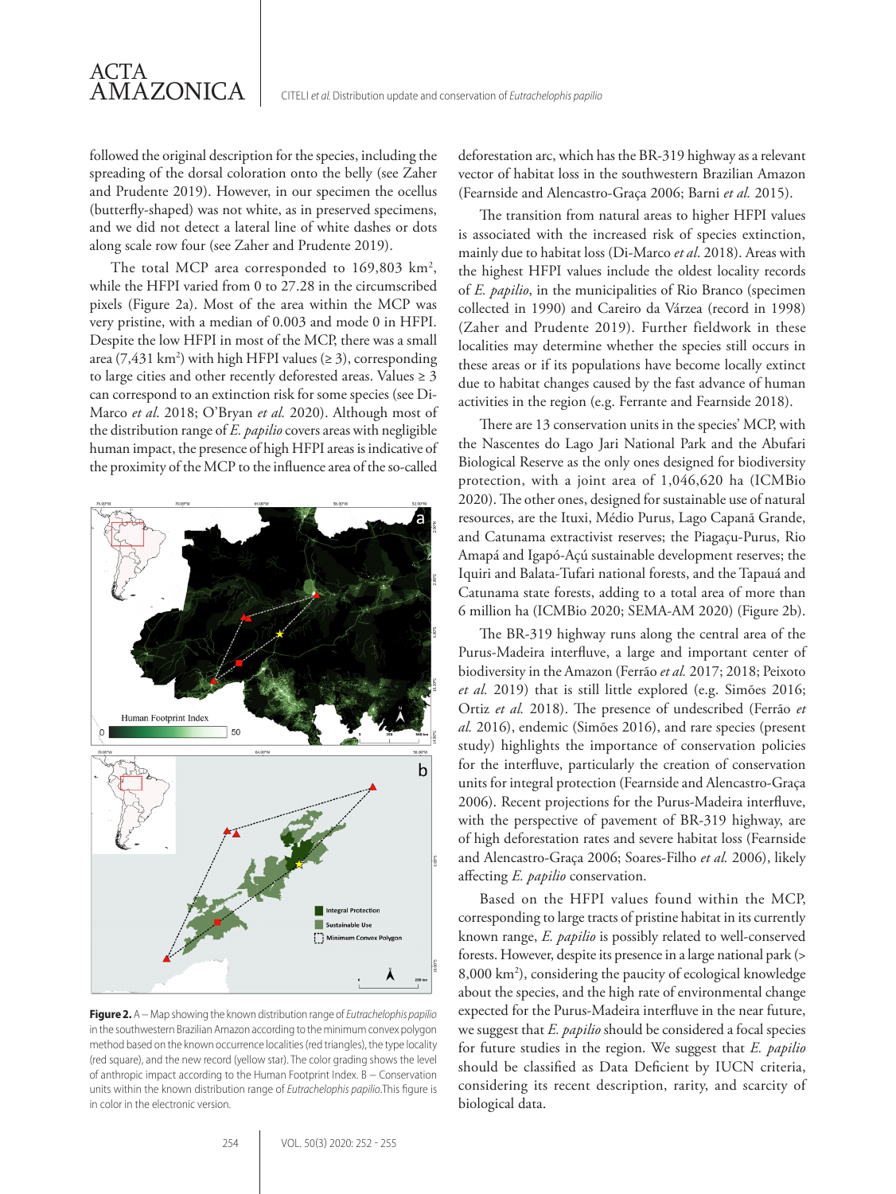followed the original description for the species, including the spreading of the dorsal coloration onto the belly (see Zaher and Prudente 2019). However, in our specimen the ocellus (butterfly-shaped) was not white, as in preserved specimens, and we did not detect a lateral line of white dashes or dots along scale row four (see Zaher and Prudente 2019).

The total MCP area corresponded to 169,803 km$^2$, while the HFPI varied from 0 to 27.28 in the circumscribed pixels (Figure 2a). Most of the area within the MCP was very pristine, with a median of 0.003 and mode 0 in HFPI. Despite the low HFPI in most of the MCP, there was a small area (7,431 km$^2$) with high HFPI values (≥ 3), corresponding to large cities and other recently deforested areas. Values ≥ 3 can correspond to an extinction risk for some species (see Di-Marco *et al*. 2018; O'Bryan *et al.* 2020). Although most of the distribution range of *E. papilio* covers areas with negligible human impact, the presence of high HFPI areas is indicative of the proximity of the MCP to the influence area of the so-called deforestation arc, which has the BR-319 highway as a relevant vector of habitat loss in the southwestern Brazilian Amazon (Fearnside and Alencastro-Graça 2006; Barni *et al.* 2015).

**Figure 2.** A – Map showing the known distribution range of *Eutrachelophis papilio* in the southwestern Brazilian Amazon according to the minimum convex polygon method based on the known occurrence localities (red triangles), the type locality (red square), and the new record (yellow star). The color grading shows the level of anthropic impact according to the Human Footprint Index. B – Conservation units within the known distribution range of *Eutrachelophis papilio*.This figure is in color in the electronic version.

The transition from natural areas to higher HFPI values is associated with the increased risk of species extinction, mainly due to habitat loss (Di-Marco *et al*. 2018). Areas with the highest HFPI values include the oldest locality records of *E. papilio*, in the municipalities of Rio Branco (specimen collected in 1990) and Careiro da Várzea (record in 1998) (Zaher and Prudente 2019). Further fieldwork in these localities may determine whether the species still occurs in these areas or if its populations have become locally extinct due to habitat changes caused by the fast advance of human activities in the region (e.g. Ferrante and Fearnside 2018).

There are 13 conservation units in the species' MCP, with the Nascentes do Lago Jari National Park and the Abufari Biological Reserve as the only ones designed for biodiversity protection, with a joint area of 1,046,620 ha (ICMBio 2020). The other ones, designed for sustainable use of natural resources, are the Ituxi, Médio Purus, Lago Capanã Grande, and Catunama extractivist reserves; the Piagaçu-Purus, Rio Amapá and Igapó-Açú sustainable development reserves; the Iquiri and Balata-Tufari national forests, and the Tapauá and Catunama state forests, adding to a total area of more than 6 million ha (ICMBio 2020; SEMA-AM 2020) (Figure 2b).

The BR-319 highway runs along the central area of the Purus-Madeira interfluve, a large and important center of biodiversity in the Amazon (Ferrão *et al.* 2017; 2018; Peixoto *et al.* 2019) that is still little explored (e.g. Simões 2016; Ortiz *et al.* 2018). The presence of undescribed (Ferrão *et al.* 2016), endemic (Simões 2016), and rare species (present study) highlights the importance of conservation policies for the interfluve, particularly the creation of conservation units for integral protection (Fearnside and Alencastro-Graça 2006). Recent projections for the Purus-Madeira interfluve, with the perspective of pavement of BR-319 highway, are of high deforestation rates and severe habitat loss (Fearnside and Alencastro-Graça 2006; Soares-Filho *et al.* 2006), likely affecting *E. papilio* conservation.

Based on the HFPI values found within the MCP, corresponding to large tracts of pristine habitat in its currently known range, *E. papilio* is possibly related to well-conserved forests. However, despite its presence in a large national park (> 8,000 km$^2$), considering the paucity of ecological knowledge about the species, and the high rate of environmental change expected for the Purus-Madeira interfluve in the near future, we suggest that *E. papilio* should be considered a focal species for future studies in the region. We suggest that *E. papilio* should be classified as Data Deficient by IUCN criteria, considering its recent description, rarity, and scarcity of biological data.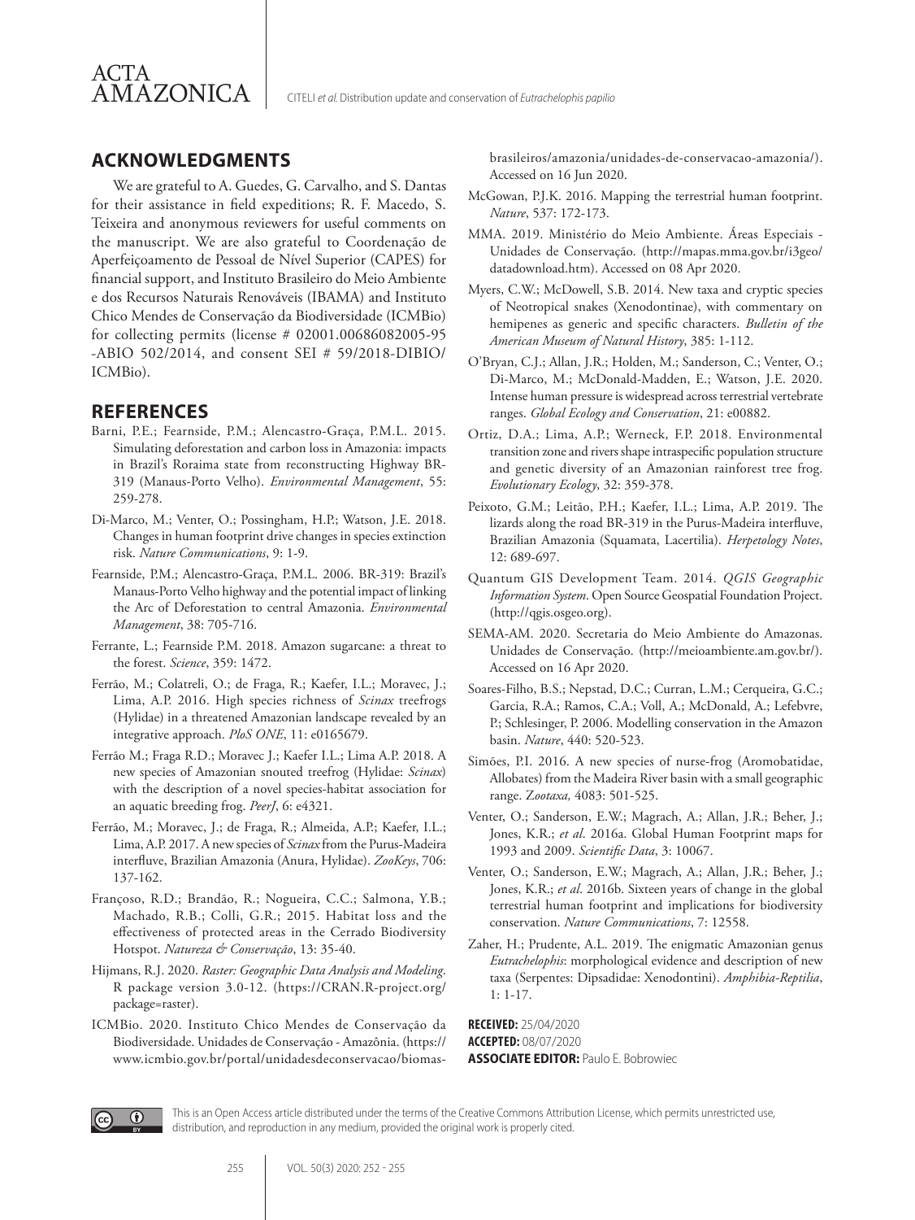## ACKNOWLEDGMENTS

We are grateful to A. Guedes, G. Carvalho, and S. Dantas for their assistance in field expeditions; R. F. Macedo, S. Teixeira and anonymous reviewers for useful comments on the manuscript. We are also grateful to Coordenação de Aperfeiçoamento de Pessoal de Nível Superior (CAPES) for financial support, and Instituto Brasileiro do Meio Ambiente e dos Recursos Naturais Renováveis (IBAMA) and Instituto Chico Mendes de Conservação da Biodiversidade (ICMBio) for collecting permits (license # 02001.00686082005-95 -ABIO 502/2014, and consent SEI # 59/2018-DIBIO/ ICMBio).

## REFERENCES

Barni, P.E.; Fearnside, P.M.; Alencastro-Graça, P.M.L. 2015. Simulating deforestation and carbon loss in Amazonia: impacts in Brazil's Roraima state from reconstructing Highway BR-319 (Manaus-Porto Velho). *Environmental Management*, 55: 259-278.

Di-Marco, M.; Venter, O.; Possingham, H.P.; Watson, J.E. 2018. Changes in human footprint drive changes in species extinction risk. *Nature Communications*, 9: 1-9.

Fearnside, P.M.; Alencastro-Graça, P.M.L. 2006. BR-319: Brazil's Manaus-Porto Velho highway and the potential impact of linking the Arc of Deforestation to central Amazonia. *Environmental Management*, 38: 705-716.

Ferrante, L.; Fearnside P.M. 2018. Amazon sugarcane: a threat to the forest. *Science*, 359: 1472.

Ferrão, M.; Colatreli, O.; de Fraga, R.; Kaefer, I.L.; Moravec, J.; Lima, A.P. 2016. High species richness of *Scinax* treefrogs (Hylidae) in a threatened Amazonian landscape revealed by an integrative approach. *PloS ONE*, 11: e0165679.

Ferrão M.; Fraga R.D.; Moravec J.; Kaefer I.L.; Lima A.P. 2018. A new species of Amazonian snouted treefrog (Hylidae: *Scinax*) with the description of a novel species-habitat association for an aquatic breeding frog. *PeerJ*, 6: e4321.

Ferrão, M.; Moravec, J.; de Fraga, R.; Almeida, A.P.; Kaefer, I.L.; Lima, A.P. 2017. A new species of *Scinax* from the Purus-Madeira interfluve, Brazilian Amazonia (Anura, Hylidae). *ZooKeys*, 706: 137-162.

Françoso, R.D.; Brandão, R.; Nogueira, C.C.; Salmona, Y.B.; Machado, R.B.; Colli, G.R.; 2015. Habitat loss and the effectiveness of protected areas in the Cerrado Biodiversity Hotspot. *Natureza & Conservação*, 13: 35-40.

Hijmans, R.J. 2020. *Raster: Geographic Data Analysis and Modeling*. R package version 3.0-12. (https://CRAN.R-project.org/package=raster).

ICMBio. 2020. Instituto Chico Mendes de Conservação da Biodiversidade. Unidades de Conservação - Amazônia. (https://www.icmbio.gov.br/portal/unidadesdeconservacao/biomas-brasileiros/amazonia/unidades-de-conservacao-amazonia/). Accessed on 16 Jun 2020.

McGowan, P.J.K. 2016. Mapping the terrestrial human footprint. *Nature*, 537: 172-173.

MMA. 2019. Ministério do Meio Ambiente. Áreas Especiais - Unidades de Conservação. (http://mapas.mma.gov.br/i3geo/datadownload.htm). Accessed on 08 Apr 2020.

Myers, C.W.; McDowell, S.B. 2014. New taxa and cryptic species of Neotropical snakes (Xenodontinae), with commentary on hemipenes as generic and specific characters. *Bulletin of the American Museum of Natural History*, 385: 1-112.

O'Bryan, C.J.; Allan, J.R.; Holden, M.; Sanderson, C.; Venter, O.; Di-Marco, M.; McDonald-Madden, E.; Watson, J.E. 2020. Intense human pressure is widespread across terrestrial vertebrate ranges. *Global Ecology and Conservation*, 21: e00882.

Ortiz, D.A.; Lima, A.P.; Werneck, F.P. 2018. Environmental transition zone and rivers shape intraspecific population structure and genetic diversity of an Amazonian rainforest tree frog. *Evolutionary Ecology*, 32: 359-378.

Peixoto, G.M.; Leitão, P.H.; Kaefer, I.L.; Lima, A.P. 2019. The lizards along the road BR-319 in the Purus-Madeira interfluve, Brazilian Amazonia (Squamata, Lacertilia). *Herpetology Notes*, 12: 689-697.

Quantum GIS Development Team. 2014. *QGIS Geographic Information System*. Open Source Geospatial Foundation Project. (http://qgis.osgeo.org).

SEMA-AM. 2020. Secretaria do Meio Ambiente do Amazonas. Unidades de Conservação. (http://meioambiente.am.gov.br/). Accessed on 16 Apr 2020.

Soares-Filho, B.S.; Nepstad, D.C.; Curran, L.M.; Cerqueira, G.C.; Garcia, R.A.; Ramos, C.A.; Voll, A.; McDonald, A.; Lefebvre, P.; Schlesinger, P. 2006. Modelling conservation in the Amazon basin. *Nature*, 440: 520-523.

Simões, P.I. 2016. A new species of nurse-frog (Aromobatidae, Allobates) from the Madeira River basin with a small geographic range. *Zootaxa,* 4083: 501-525.

Venter, O.; Sanderson, E.W.; Magrach, A.; Allan, J.R.; Beher, J.; Jones, K.R.; *et al*. 2016a. Global Human Footprint maps for 1993 and 2009. *Scientific Data*, 3: 10067.

Venter, O.; Sanderson, E.W.; Magrach, A.; Allan, J.R.; Beher, J.; Jones, K.R.; *et al*. 2016b. Sixteen years of change in the global terrestrial human footprint and implications for biodiversity conservation. *Nature Communications*, 7: 12558.

Zaher, H.; Prudente, A.L. 2019. The enigmatic Amazonian genus *Eutrachelophis*: morphological evidence and description of new taxa (Serpentes: Dipsadidae: Xenodontini). *Amphibia-Reptilia*, 1: 1-17.

**RECEIVED:** 25/04/2020
**ACCEPTED:** 08/07/2020
**ASSOCIATE EDITOR:** Paulo E. Bobrowiec

This is an Open Access article distributed under the terms of the Creative Commons Attribution License, which permits unrestricted use, distribution, and reproduction in any medium, provided the original work is properly cited.